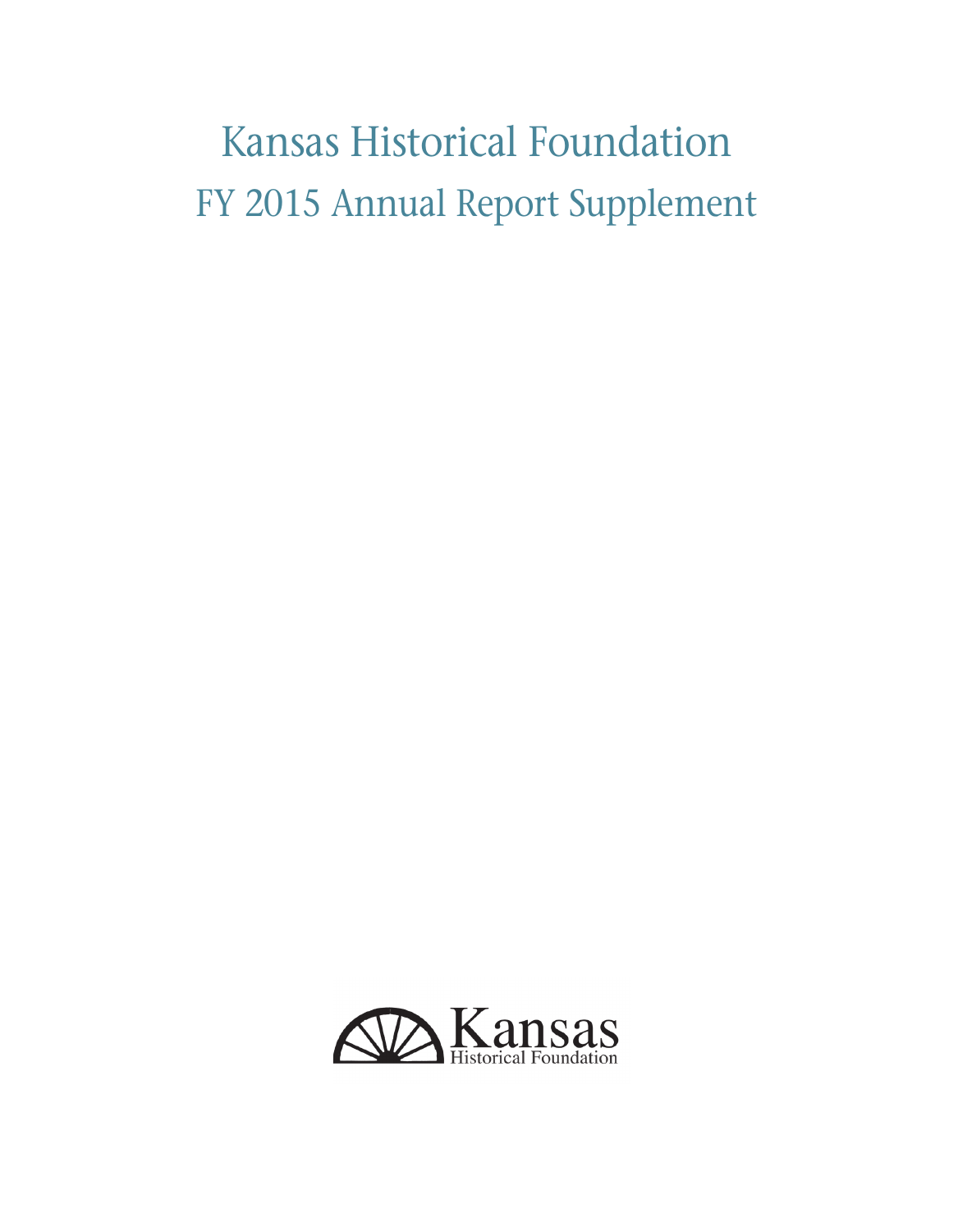# Kansas Historical Foundation

## FY 2015 Annual Report Supplement

Kansas
Historical Foundation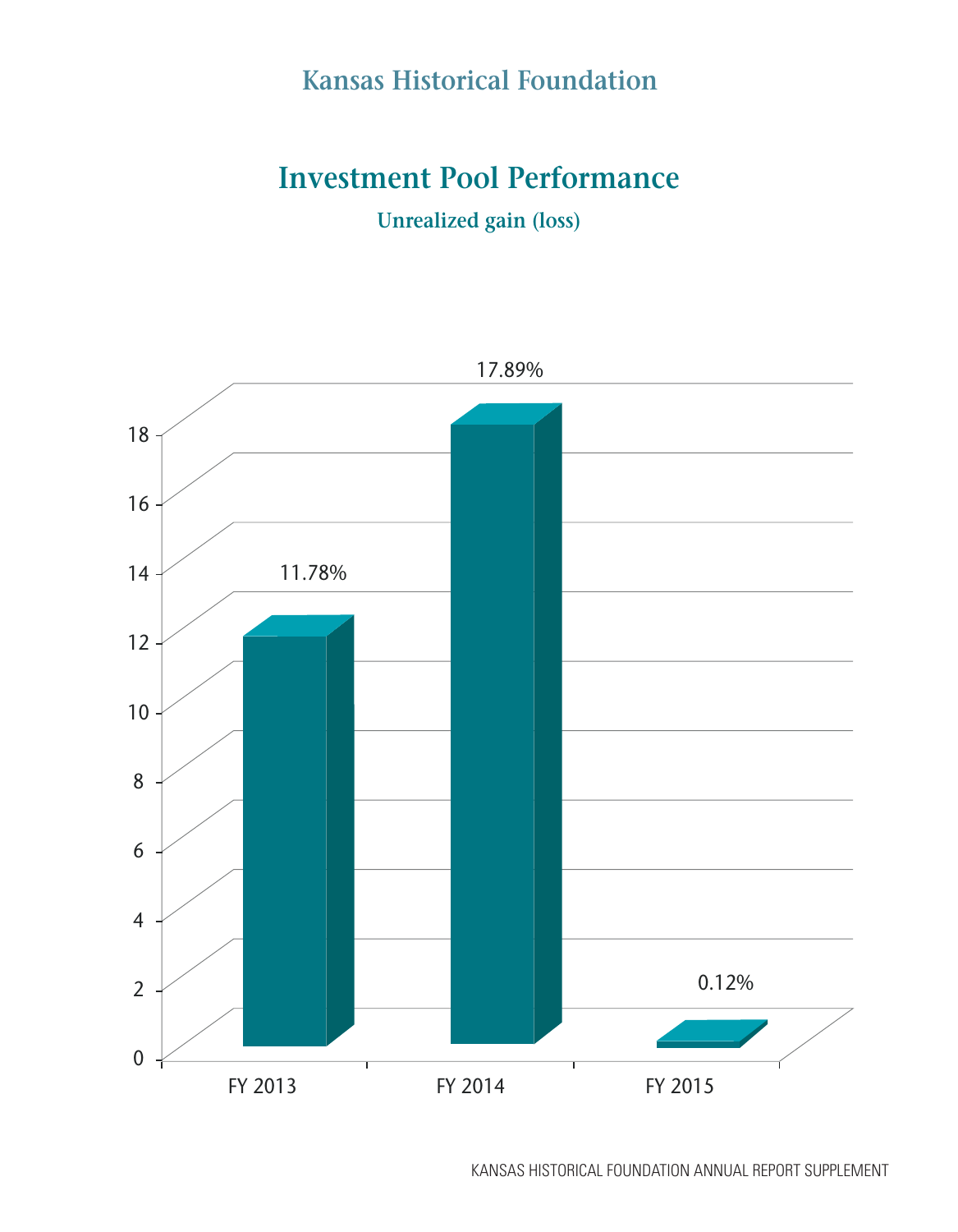# Kansas Historical Foundation

## Investment Pool Performance

### Unrealized gain (loss)

| Fiscal Year | Unrealized gain (loss) |
|---|---|
| FY 2013 | 11.78% |
| FY 2014 | 17.89% |
| FY 2015 | 0.12% |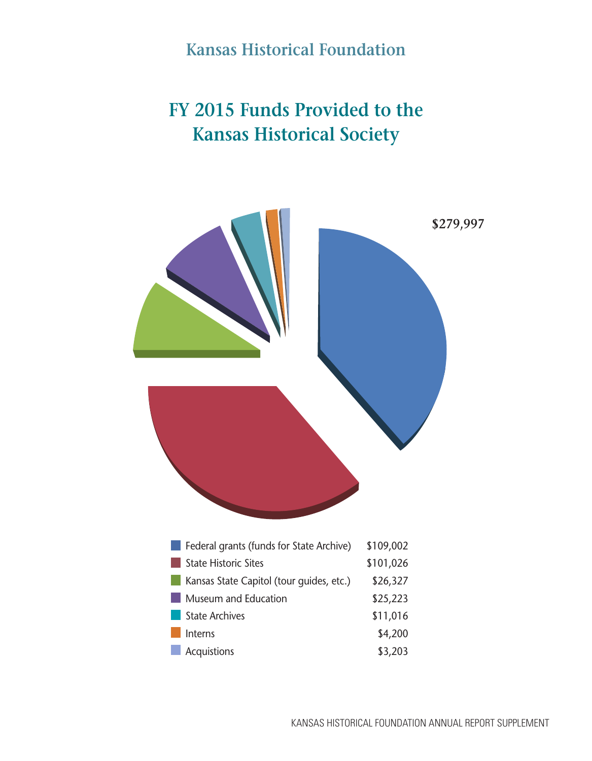# Kansas Historical Foundation

## FY 2015 Funds Provided to the Kansas Historical Society

$279,997

| Category | Amount |
|---|---|
| Federal grants (funds for State Archive) | $109,002 |
| State Historic Sites | $101,026 |
| Kansas State Capitol (tour guides, etc.) | $26,327 |
| Museum and Education | $25,223 |
| State Archives | $11,016 |
| Interns | $4,200 |
| Acquistions | $3,203 |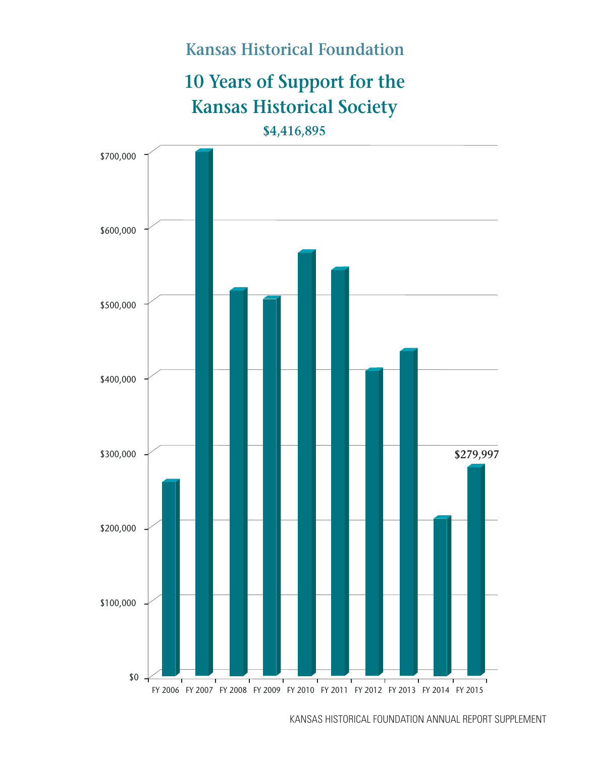## Kansas Historical Foundation

# 10 Years of Support for the Kansas Historical Society

**$4,416,895**

$700,000

$600,000

$500,000

$400,000

$300,000

$200,000

$100,000

$0

$279,997

FY 2006 FY 2007 FY 2008 FY 2009 FY 2010 FY 2011 FY 2012 FY 2013 FY 2014 FY 2015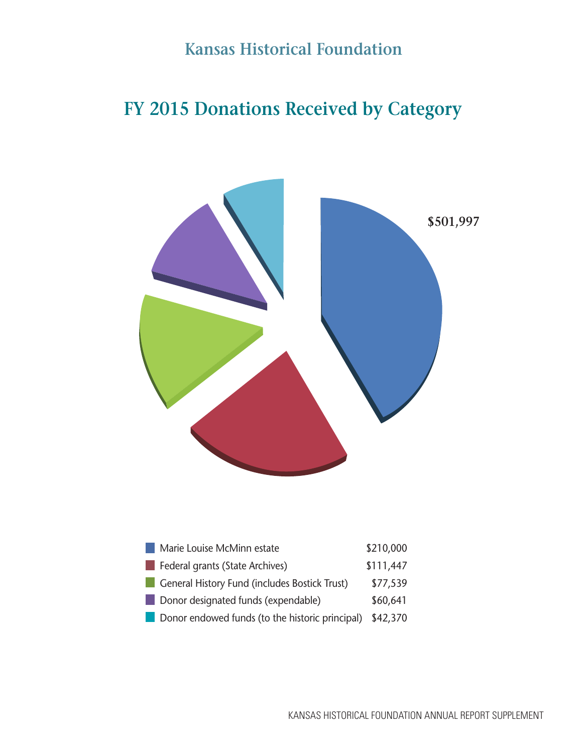## Kansas Historical Foundation

# FY 2015 Donations Received by Category

$501,997

| Category | Amount |
| --- | --- |
| Marie Louise McMinn estate | $210,000 |
| Federal grants (State Archives) | $111,447 |
| General History Fund (includes Bostick Trust) | $77,539 |
| Donor designated funds (expendable) | $60,641 |
| Donor endowed funds (to the historic principal) | $42,370 |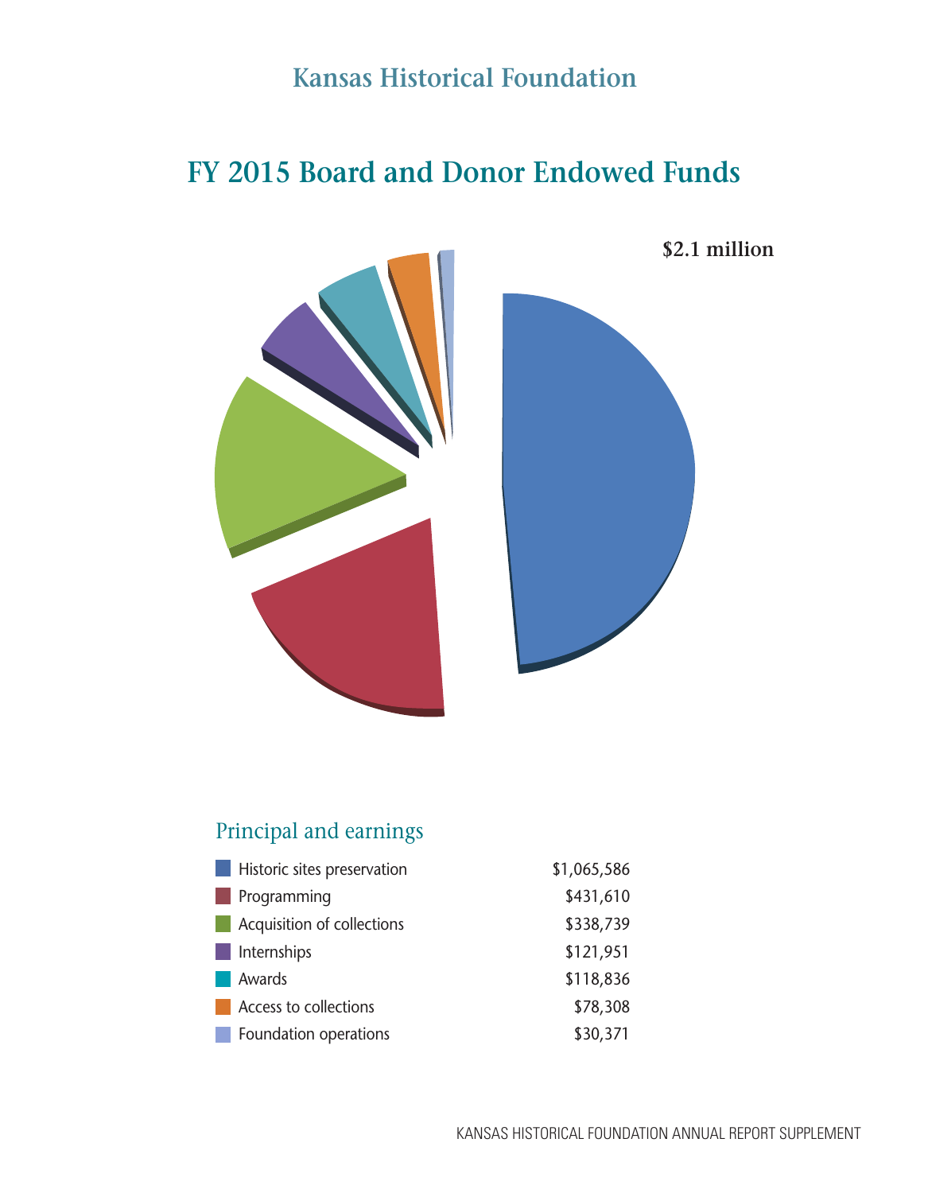# Kansas Historical Foundation

## FY 2015 Board and Donor Endowed Funds

**$2.1 million**

### Principal and earnings

| Fund | Amount |
|---|---|
| Historic sites preservation | $1,065,586 |
| Programming | $431,610 |
| Acquisition of collections | $338,739 |
| Internships | $121,951 |
| Awards | $118,836 |
| Access to collections | $78,308 |
| Foundation operations | $30,371 |

KANSAS HISTORICAL FOUNDATION ANNUAL REPORT SUPPLEMENT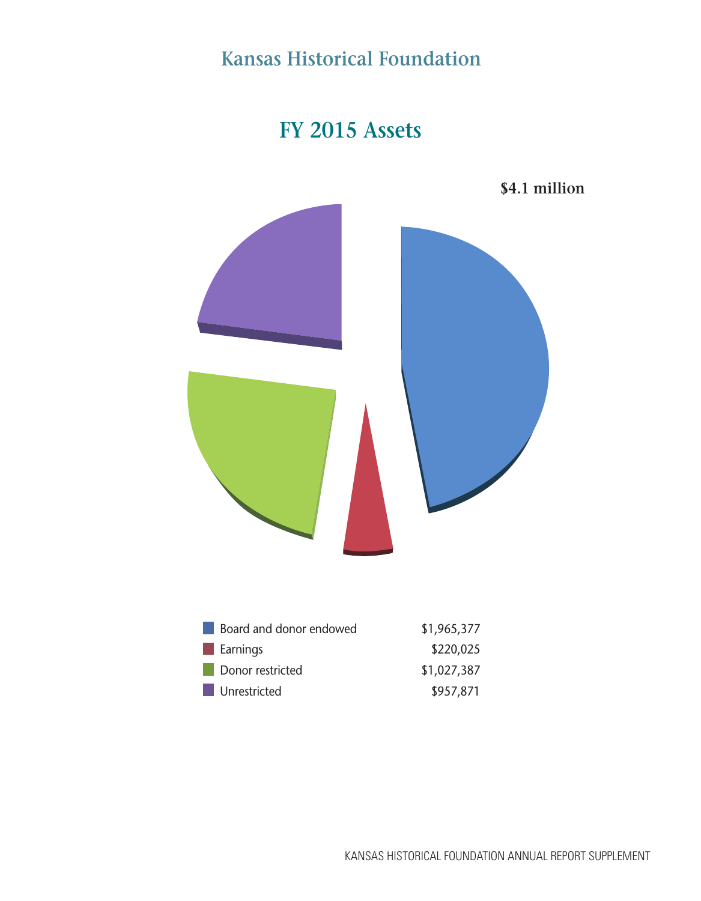# Kansas Historical Foundation

## FY 2015 Assets

**$4.1 million**

| Category | Amount |
|---|---|
| Board and donor endowed | $1,965,377 |
| Earnings | $220,025 |
| Donor restricted | $1,027,387 |
| Unrestricted | $957,871 |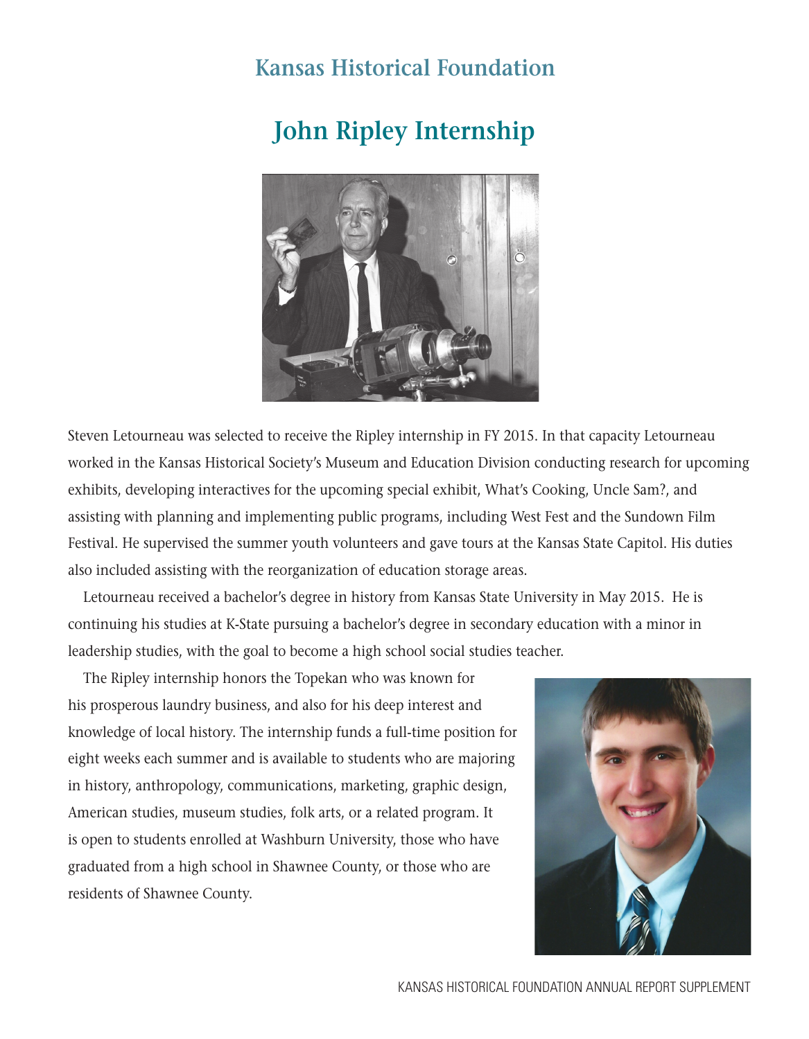# Kansas Historical Foundation

## John Ripley Internship

Steven Letourneau was selected to receive the Ripley internship in FY 2015. In that capacity Letourneau worked in the Kansas Historical Society's Museum and Education Division conducting research for upcoming exhibits, developing interactives for the upcoming special exhibit, What's Cooking, Uncle Sam?, and assisting with planning and implementing public programs, including West Fest and the Sundown Film Festival. He supervised the summer youth volunteers and gave tours at the Kansas State Capitol. His duties also included assisting with the reorganization of education storage areas.

Letourneau received a bachelor's degree in history from Kansas State University in May 2015. He is continuing his studies at K-State pursuing a bachelor's degree in secondary education with a minor in leadership studies, with the goal to become a high school social studies teacher.

The Ripley internship honors the Topekan who was known for his prosperous laundry business, and also for his deep interest and knowledge of local history. The internship funds a full-time position for eight weeks each summer and is available to students who are majoring in history, anthropology, communications, marketing, graphic design, American studies, museum studies, folk arts, or a related program. It is open to students enrolled at Washburn University, those who have graduated from a high school in Shawnee County, or those who are residents of Shawnee County.